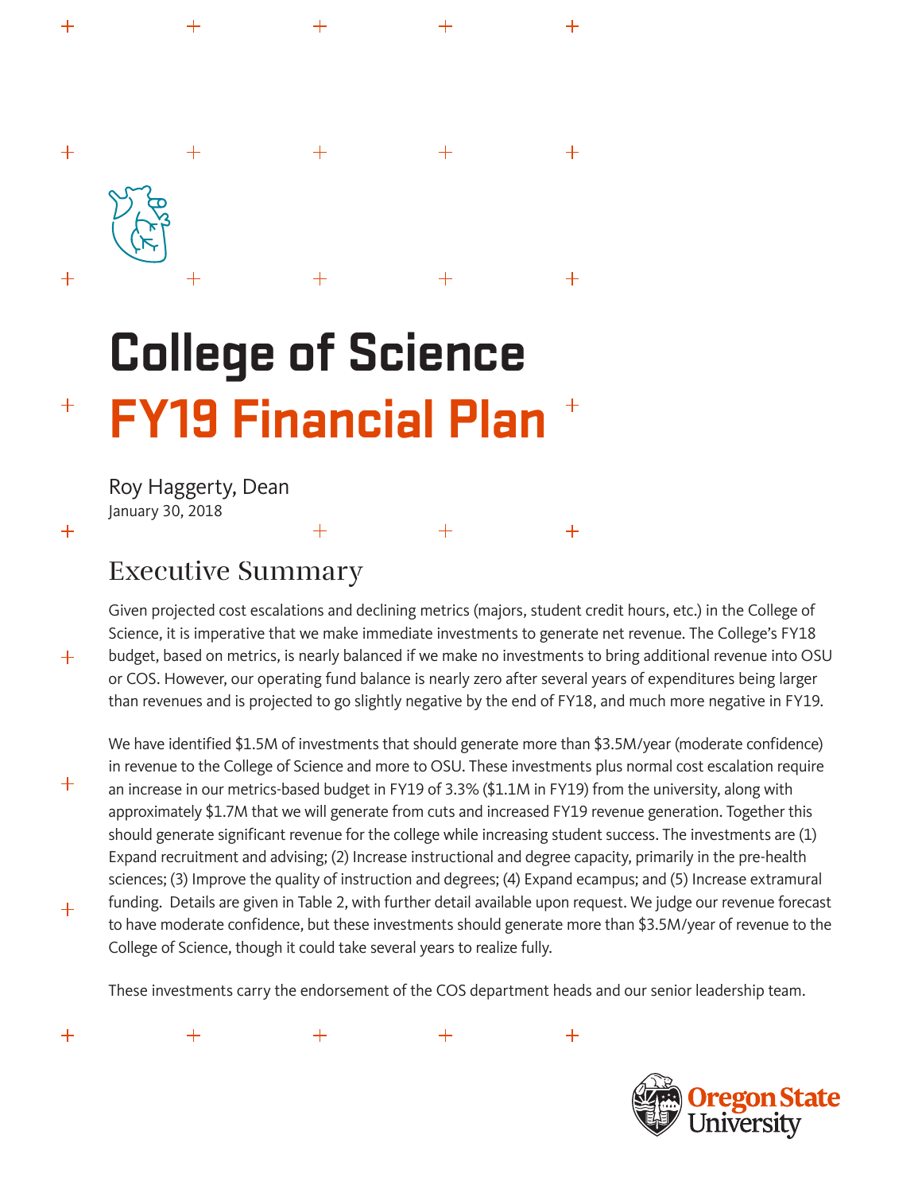# College of Science
# FY19 Financial Plan

Roy Haggerty, Dean
January 30, 2018

## Executive Summary

Given projected cost escalations and declining metrics (majors, student credit hours, etc.) in the College of Science, it is imperative that we make immediate investments to generate net revenue. The College's FY18 budget, based on metrics, is nearly balanced if we make no investments to bring additional revenue into OSU or COS. However, our operating fund balance is nearly zero after several years of expenditures being larger than revenues and is projected to go slightly negative by the end of FY18, and much more negative in FY19.

We have identified $1.5M of investments that should generate more than $3.5M/year (moderate confidence) in revenue to the College of Science and more to OSU. These investments plus normal cost escalation require an increase in our metrics-based budget in FY19 of 3.3% ($1.1M in FY19) from the university, along with approximately $1.7M that we will generate from cuts and increased FY19 revenue generation. Together this should generate significant revenue for the college while increasing student success. The investments are (1) Expand recruitment and advising; (2) Increase instructional and degree capacity, primarily in the pre-health sciences; (3) Improve the quality of instruction and degrees; (4) Expand ecampus; and (5) Increase extramural funding. Details are given in Table 2, with further detail available upon request. We judge our revenue forecast to have moderate confidence, but these investments should generate more than $3.5M/year of revenue to the College of Science, though it could take several years to realize fully.

These investments carry the endorsement of the COS department heads and our senior leadership team.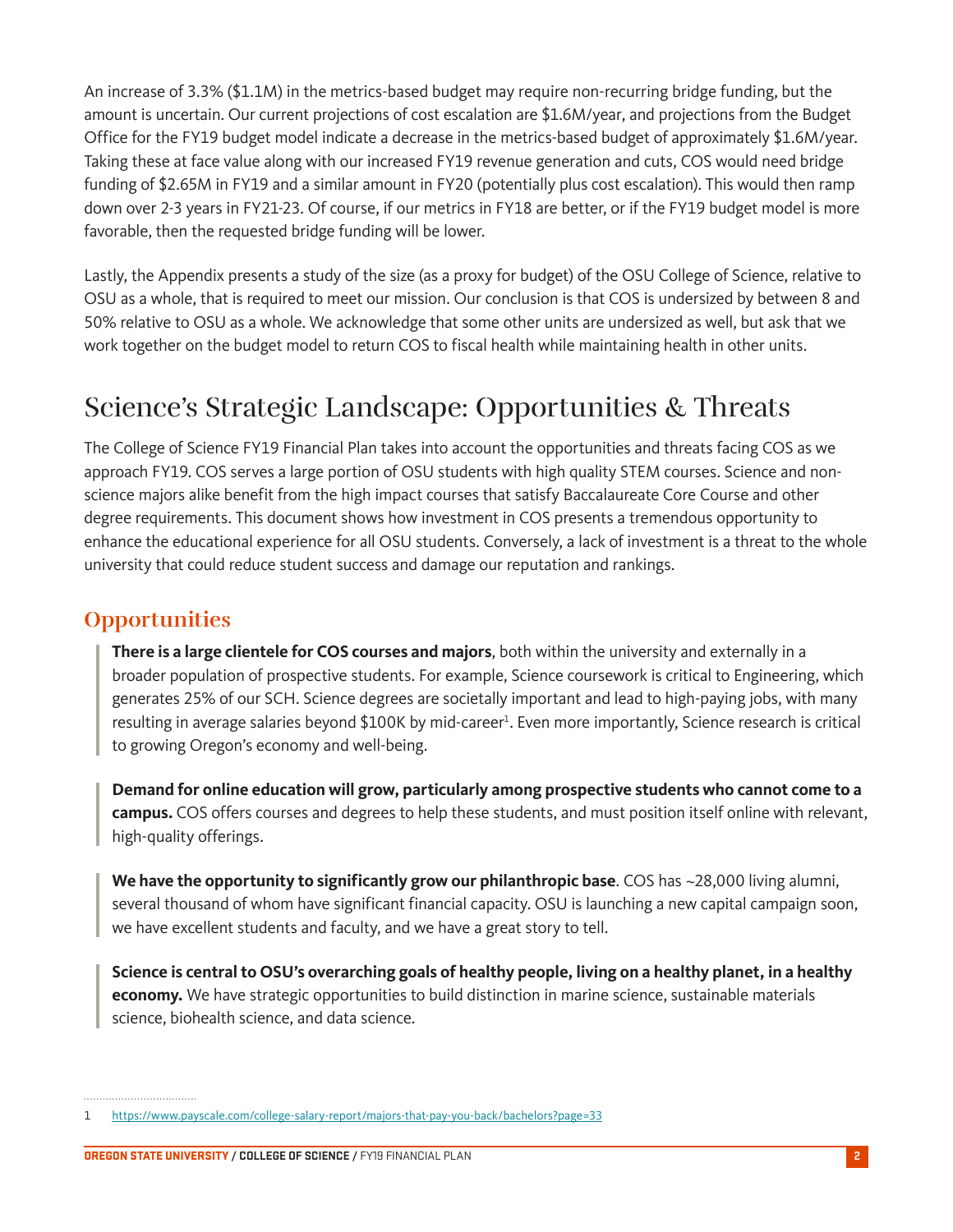An increase of 3.3% ($1.1M) in the metrics-based budget may require non-recurring bridge funding, but the amount is uncertain. Our current projections of cost escalation are $1.6M/year, and projections from the Budget Office for the FY19 budget model indicate a decrease in the metrics-based budget of approximately $1.6M/year. Taking these at face value along with our increased FY19 revenue generation and cuts, COS would need bridge funding of $2.65M in FY19 and a similar amount in FY20 (potentially plus cost escalation). This would then ramp down over 2-3 years in FY21-23. Of course, if our metrics in FY18 are better, or if the FY19 budget model is more favorable, then the requested bridge funding will be lower.

Lastly, the Appendix presents a study of the size (as a proxy for budget) of the OSU College of Science, relative to OSU as a whole, that is required to meet our mission. Our conclusion is that COS is undersized by between 8 and 50% relative to OSU as a whole. We acknowledge that some other units are undersized as well, but ask that we work together on the budget model to return COS to fiscal health while maintaining health in other units.

# Science's Strategic Landscape: Opportunities & Threats

The College of Science FY19 Financial Plan takes into account the opportunities and threats facing COS as we approach FY19. COS serves a large portion of OSU students with high quality STEM courses. Science and non-science majors alike benefit from the high impact courses that satisfy Baccalaureate Core Course and other degree requirements. This document shows how investment in COS presents a tremendous opportunity to enhance the educational experience for all OSU students. Conversely, a lack of investment is a threat to the whole university that could reduce student success and damage our reputation and rankings.

## Opportunities

**There is a large clientele for COS courses and majors**, both within the university and externally in a broader population of prospective students. For example, Science coursework is critical to Engineering, which generates 25% of our SCH. Science degrees are societally important and lead to high-paying jobs, with many resulting in average salaries beyond $100K by mid-career[1]. Even more importantly, Science research is critical to growing Oregon's economy and well-being.

**Demand for online education will grow, particularly among prospective students who cannot come to a campus.** COS offers courses and degrees to help these students, and must position itself online with relevant, high-quality offerings.

**We have the opportunity to significantly grow our philanthropic base**. COS has ~28,000 living alumni, several thousand of whom have significant financial capacity. OSU is launching a new capital campaign soon, we have excellent students and faculty, and we have a great story to tell.

**Science is central to OSU's overarching goals of healthy people, living on a healthy planet, in a healthy economy.** We have strategic opportunities to build distinction in marine science, sustainable materials science, biohealth science, and data science.

---

1 https://www.payscale.com/college-salary-report/majors-that-pay-you-back/bachelors?page=33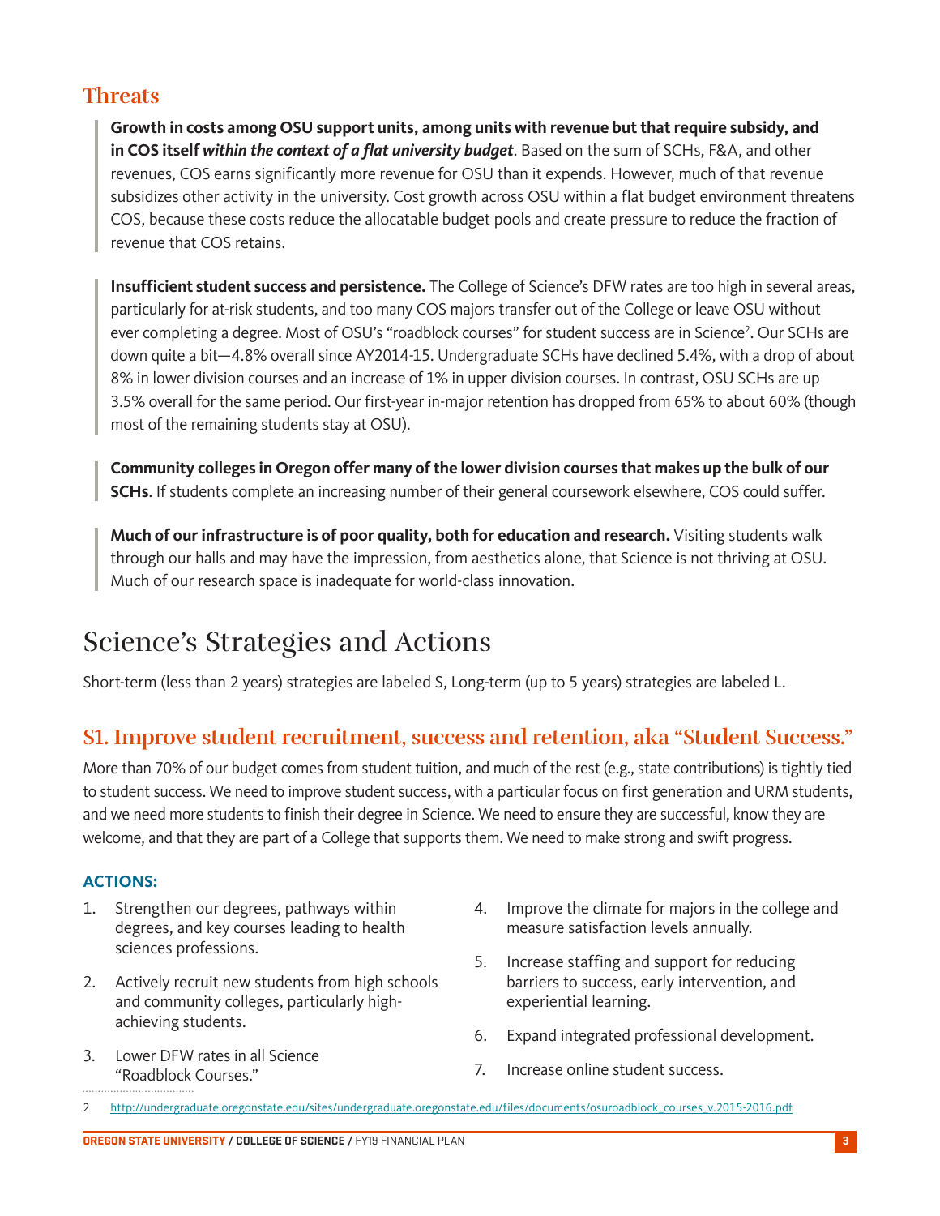## Threats

**Growth in costs among OSU support units, among units with revenue but that require subsidy, and in COS itself *within the context of a flat university budget***. Based on the sum of SCHs, F&A, and other revenues, COS earns significantly more revenue for OSU than it expends. However, much of that revenue subsidizes other activity in the university. Cost growth across OSU within a flat budget environment threatens COS, because these costs reduce the allocatable budget pools and create pressure to reduce the fraction of revenue that COS retains.

**Insufficient student success and persistence.** The College of Science's DFW rates are too high in several areas, particularly for at-risk students, and too many COS majors transfer out of the College or leave OSU without ever completing a degree. Most of OSU's "roadblock courses" for student success are in Science[2]. Our SCHs are down quite a bit—4.8% overall since AY2014-15. Undergraduate SCHs have declined 5.4%, with a drop of about 8% in lower division courses and an increase of 1% in upper division courses. In contrast, OSU SCHs are up 3.5% overall for the same period. Our first-year in-major retention has dropped from 65% to about 60% (though most of the remaining students stay at OSU).

**Community colleges in Oregon offer many of the lower division courses that makes up the bulk of our SCHs**. If students complete an increasing number of their general coursework elsewhere, COS could suffer.

**Much of our infrastructure is of poor quality, both for education and research.** Visiting students walk through our halls and may have the impression, from aesthetics alone, that Science is not thriving at OSU. Much of our research space is inadequate for world-class innovation.

# Science's Strategies and Actions

Short-term (less than 2 years) strategies are labeled S, Long-term (up to 5 years) strategies are labeled L.

## S1. Improve student recruitment, success and retention, aka "Student Success."

More than 70% of our budget comes from student tuition, and much of the rest (e.g., state contributions) is tightly tied to student success. We need to improve student success, with a particular focus on first generation and URM students, and we need more students to finish their degree in Science. We need to ensure they are successful, know they are welcome, and that they are part of a College that supports them. We need to make strong and swift progress.

**ACTIONS:**

1. Strengthen our degrees, pathways within degrees, and key courses leading to health sciences professions.
2. Actively recruit new students from high schools and community colleges, particularly high-achieving students.
3. Lower DFW rates in all Science "Roadblock Courses."
4. Improve the climate for majors in the college and measure satisfaction levels annually.
5. Increase staffing and support for reducing barriers to success, early intervention, and experiential learning.
6. Expand integrated professional development.
7. Increase online student success.

---

2 http://undergraduate.oregonstate.edu/sites/undergraduate.oregonstate.edu/files/documents/osuroadblock_courses_v.2015-2016.pdf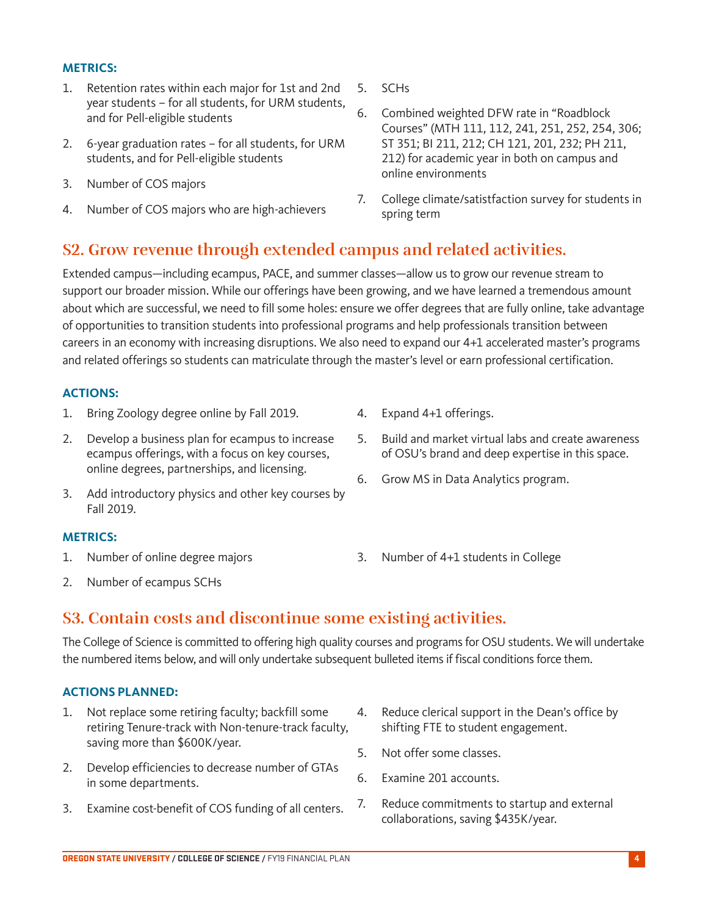**METRICS:**

1. Retention rates within each major for 1st and 2nd year students – for all students, for URM students, and for Pell-eligible students
2. 6-year graduation rates – for all students, for URM students, and for Pell-eligible students
3. Number of COS majors
4. Number of COS majors who are high-achievers
5. SCHs
6. Combined weighted DFW rate in "Roadblock Courses" (MTH 111, 112, 241, 251, 252, 254, 306; ST 351; BI 211, 212; CH 121, 201, 232; PH 211, 212) for academic year in both on campus and online environments
7. College climate/satistfaction survey for students in spring term

## S2. Grow revenue through extended campus and related activities.

Extended campus—including ecampus, PACE, and summer classes—allow us to grow our revenue stream to support our broader mission. While our offerings have been growing, and we have learned a tremendous amount about which are successful, we need to fill some holes: ensure we offer degrees that are fully online, take advantage of opportunities to transition students into professional programs and help professionals transition between careers in an economy with increasing disruptions. We also need to expand our 4+1 accelerated master's programs and related offerings so students can matriculate through the master's level or earn professional certification.

**ACTIONS:**

1. Bring Zoology degree online by Fall 2019.
2. Develop a business plan for ecampus to increase ecampus offerings, with a focus on key courses, online degrees, partnerships, and licensing.
3. Add introductory physics and other key courses by Fall 2019.
4. Expand 4+1 offerings.
5. Build and market virtual labs and create awareness of OSU's brand and deep expertise in this space.
6. Grow MS in Data Analytics program.

**METRICS:**

1. Number of online degree majors
2. Number of ecampus SCHs
3. Number of 4+1 students in College

## S3. Contain costs and discontinue some existing activities.

The College of Science is committed to offering high quality courses and programs for OSU students. We will undertake the numbered items below, and will only undertake subsequent bulleted items if fiscal conditions force them.

**ACTIONS PLANNED:**

1. Not replace some retiring faculty; backfill some retiring Tenure-track with Non-tenure-track faculty, saving more than $600K/year.
2. Develop efficiencies to decrease number of GTAs in some departments.
3. Examine cost-benefit of COS funding of all centers.
4. Reduce clerical support in the Dean's office by shifting FTE to student engagement.
5. Not offer some classes.
6. Examine 201 accounts.
7. Reduce commitments to startup and external collaborations, saving $435K/year.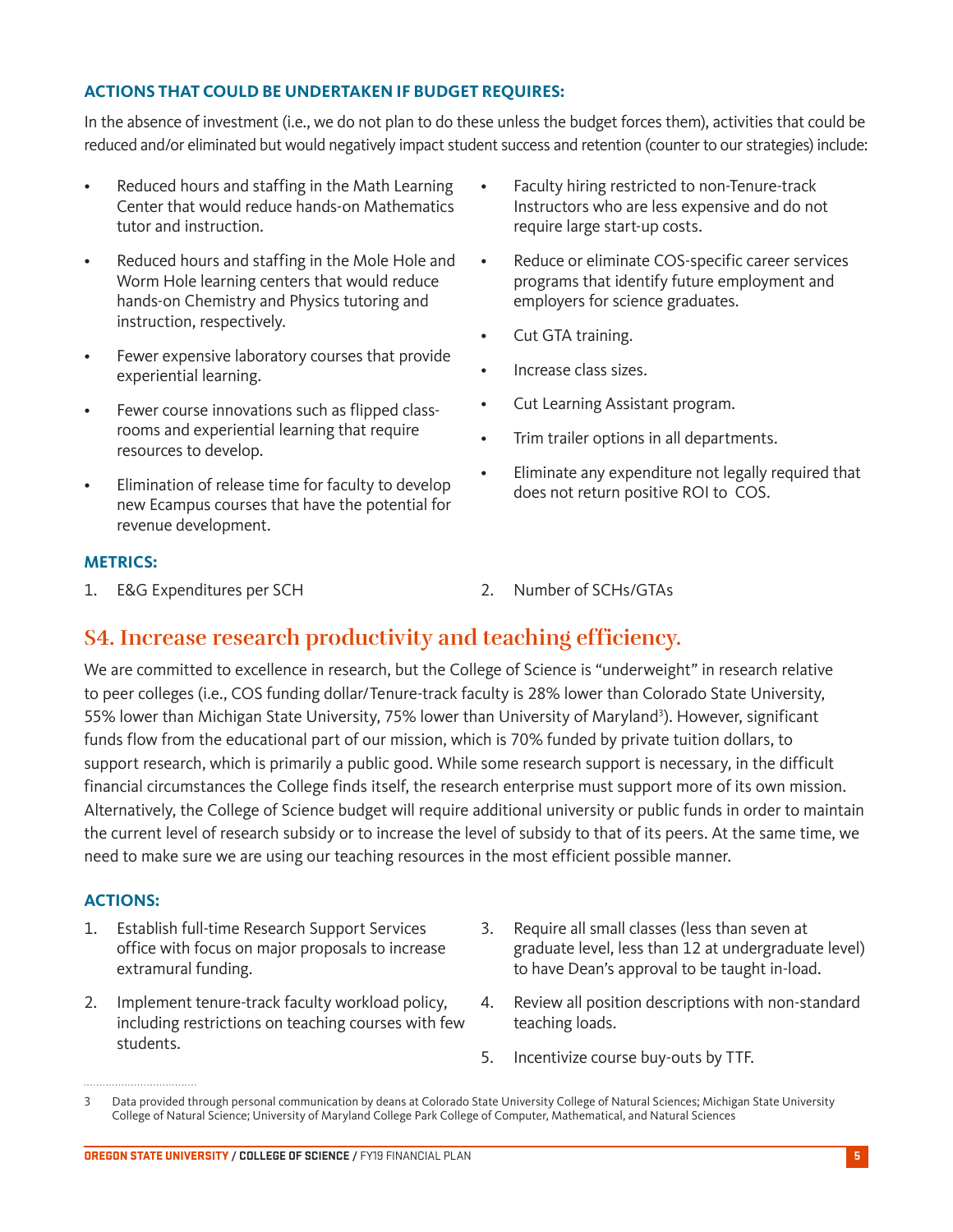### ACTIONS THAT COULD BE UNDERTAKEN IF BUDGET REQUIRES:

In the absence of investment (i.e., we do not plan to do these unless the budget forces them), activities that could be reduced and/or eliminated but would negatively impact student success and retention (counter to our strategies) include:

- Reduced hours and staffing in the Math Learning Center that would reduce hands-on Mathematics tutor and instruction.
- Reduced hours and staffing in the Mole Hole and Worm Hole learning centers that would reduce hands-on Chemistry and Physics tutoring and instruction, respectively.
- Fewer expensive laboratory courses that provide experiential learning.
- Fewer course innovations such as flipped classrooms and experiential learning that require resources to develop.
- Elimination of release time for faculty to develop new Ecampus courses that have the potential for revenue development.
- Faculty hiring restricted to non-Tenure-track Instructors who are less expensive and do not require large start-up costs.
- Reduce or eliminate COS-specific career services programs that identify future employment and employers for science graduates.
- Cut GTA training.
- Increase class sizes.
- Cut Learning Assistant program.
- Trim trailer options in all departments.
- Eliminate any expenditure not legally required that does not return positive ROI to COS.

### METRICS:

1. E&G Expenditures per SCH
2. Number of SCHs/GTAs

## S4. Increase research productivity and teaching efficiency.

We are committed to excellence in research, but the College of Science is "underweight" in research relative to peer colleges (i.e., COS funding dollar/Tenure-track faculty is 28% lower than Colorado State University, 55% lower than Michigan State University, 75% lower than University of Maryland[3]). However, significant funds flow from the educational part of our mission, which is 70% funded by private tuition dollars, to support research, which is primarily a public good. While some research support is necessary, in the difficult financial circumstances the College finds itself, the research enterprise must support more of its own mission. Alternatively, the College of Science budget will require additional university or public funds in order to maintain the current level of research subsidy or to increase the level of subsidy to that of its peers. At the same time, we need to make sure we are using our teaching resources in the most efficient possible manner.

### ACTIONS:

1. Establish full-time Research Support Services office with focus on major proposals to increase extramural funding.
2. Implement tenure-track faculty workload policy, including restrictions on teaching courses with few students.
3. Require all small classes (less than seven at graduate level, less than 12 at undergraduate level) to have Dean's approval to be taught in-load.
4. Review all position descriptions with non-standard teaching loads.
5. Incentivize course buy-outs by TTF.

---

3 Data provided through personal communication by deans at Colorado State University College of Natural Sciences; Michigan State University College of Natural Science; University of Maryland College Park College of Computer, Mathematical, and Natural Sciences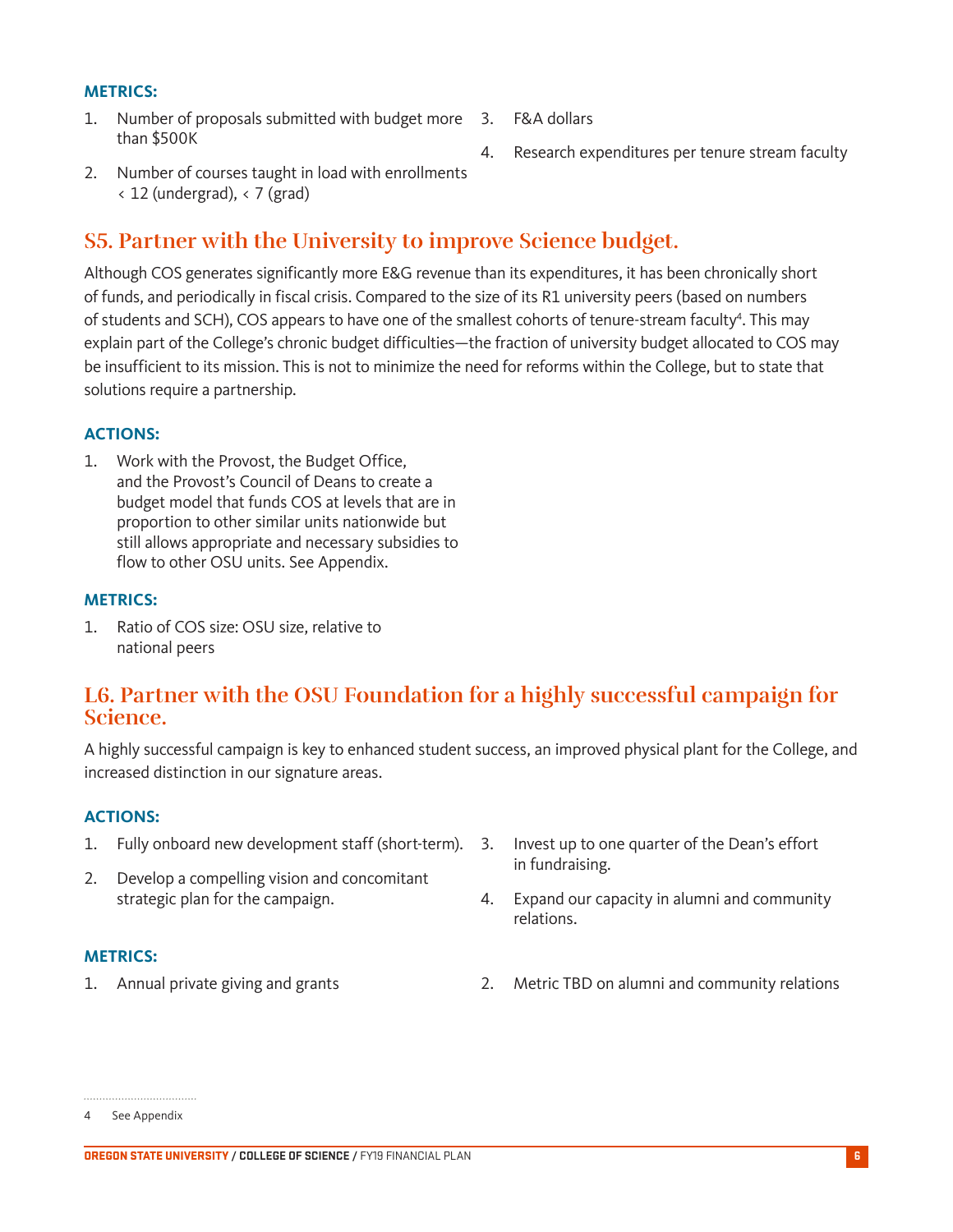**METRICS:**

1. Number of proposals submitted with budget more than $500K
2. Number of courses taught in load with enrollments < 12 (undergrad), < 7 (grad)
3. F&A dollars
4. Research expenditures per tenure stream faculty

## S5. Partner with the University to improve Science budget.

Although COS generates significantly more E&G revenue than its expenditures, it has been chronically short of funds, and periodically in fiscal crisis. Compared to the size of its R1 university peers (based on numbers of students and SCH), COS appears to have one of the smallest cohorts of tenure-stream faculty[4]. This may explain part of the College's chronic budget difficulties—the fraction of university budget allocated to COS may be insufficient to its mission. This is not to minimize the need for reforms within the College, but to state that solutions require a partnership.

**ACTIONS:**

1. Work with the Provost, the Budget Office, and the Provost's Council of Deans to create a budget model that funds COS at levels that are in proportion to other similar units nationwide but still allows appropriate and necessary subsidies to flow to other OSU units. See Appendix.

**METRICS:**

1. Ratio of COS size: OSU size, relative to national peers

## L6. Partner with the OSU Foundation for a highly successful campaign for Science.

A highly successful campaign is key to enhanced student success, an improved physical plant for the College, and increased distinction in our signature areas.

**ACTIONS:**

1. Fully onboard new development staff (short-term).
2. Develop a compelling vision and concomitant strategic plan for the campaign.
3. Invest up to one quarter of the Dean's effort in fundraising.
4. Expand our capacity in alumni and community relations.

**METRICS:**

1. Annual private giving and grants
2. Metric TBD on alumni and community relations

4 See Appendix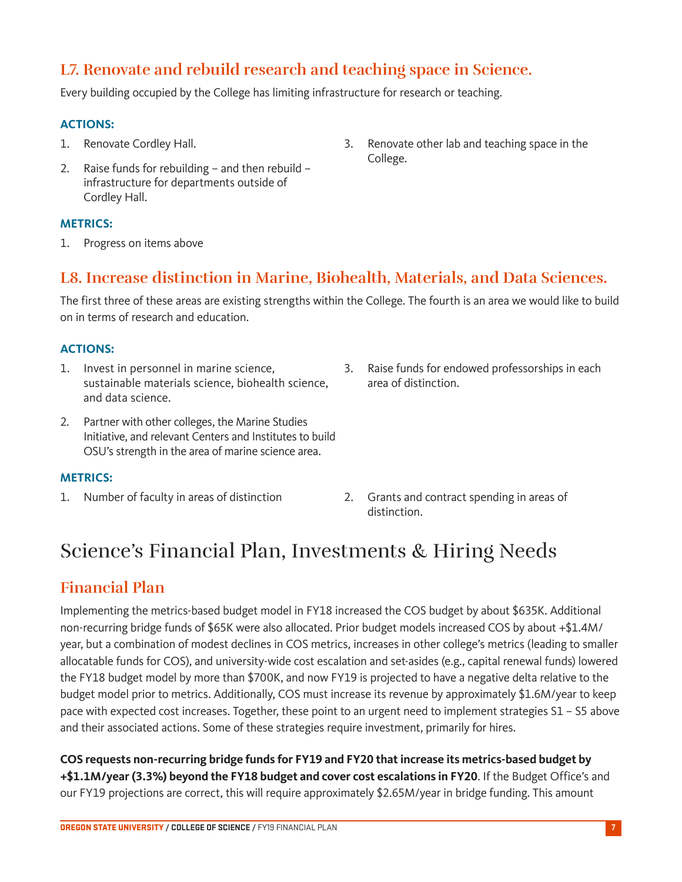## L7. Renovate and rebuild research and teaching space in Science.

Every building occupied by the College has limiting infrastructure for research or teaching.

**ACTIONS:**

1. Renovate Cordley Hall.
2. Raise funds for rebuilding – and then rebuild – infrastructure for departments outside of Cordley Hall.
3. Renovate other lab and teaching space in the College.

**METRICS:**

1. Progress on items above

## L8. Increase distinction in Marine, Biohealth, Materials, and Data Sciences.

The first three of these areas are existing strengths within the College. The fourth is an area we would like to build on in terms of research and education.

**ACTIONS:**

1. Invest in personnel in marine science, sustainable materials science, biohealth science, and data science.
2. Partner with other colleges, the Marine Studies Initiative, and relevant Centers and Institutes to build OSU's strength in the area of marine science area.
3. Raise funds for endowed professorships in each area of distinction.

**METRICS:**

1. Number of faculty in areas of distinction
2. Grants and contract spending in areas of distinction.

# Science's Financial Plan, Investments & Hiring Needs

## Financial Plan

Implementing the metrics-based budget model in FY18 increased the COS budget by about $635K. Additional non-recurring bridge funds of $65K were also allocated. Prior budget models increased COS by about +$1.4M/year, but a combination of modest declines in COS metrics, increases in other college's metrics (leading to smaller allocatable funds for COS), and university-wide cost escalation and set-asides (e.g., capital renewal funds) lowered the FY18 budget model by more than $700K, and now FY19 is projected to have a negative delta relative to the budget model prior to metrics. Additionally, COS must increase its revenue by approximately $1.6M/year to keep pace with expected cost increases. Together, these point to an urgent need to implement strategies S1 – S5 above and their associated actions. Some of these strategies require investment, primarily for hires.

**COS requests non-recurring bridge funds for FY19 and FY20 that increase its metrics-based budget by +$1.1M/year (3.3%) beyond the FY18 budget and cover cost escalations in FY20**. If the Budget Office's and our FY19 projections are correct, this will require approximately $2.65M/year in bridge funding. This amount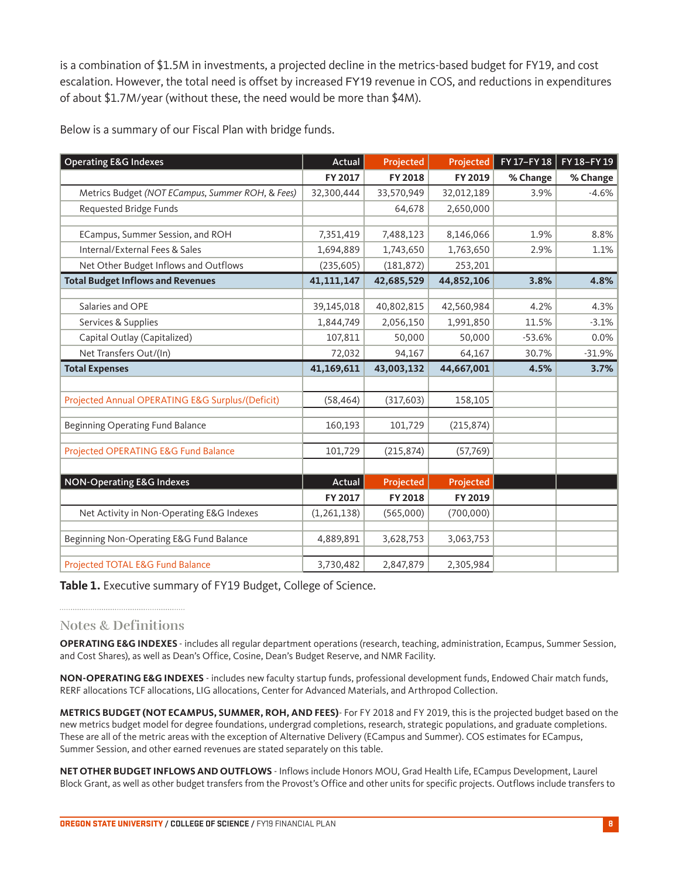is a combination of $1.5M in investments, a projected decline in the metrics-based budget for FY19, and cost escalation. However, the total need is offset by increased FY19 revenue in COS, and reductions in expenditures of about $1.7M/year (without these, the need would be more than $4M).

Below is a summary of our Fiscal Plan with bridge funds.

| Operating E&G Indexes | Actual | Projected | Projected | FY 17–FY 18 | FY 18–FY 19 |
|---|---|---|---|---|---|
| | FY 2017 | FY 2018 | FY 2019 | % Change | % Change |
| Metrics Budget *(NOT ECampus, Summer ROH, & Fees)* | 32,300,444 | 33,570,949 | 32,012,189 | 3.9% | -4.6% |
| Requested Bridge Funds | | 64,678 | 2,650,000 | | |
| | | | | | |
| ECampus, Summer Session, and ROH | 7,351,419 | 7,488,123 | 8,146,066 | 1.9% | 8.8% |
| Internal/External Fees & Sales | 1,694,889 | 1,743,650 | 1,763,650 | 2.9% | 1.1% |
| Net Other Budget Inflows and Outflows | (235,605) | (181,872) | 253,201 | | |
| **Total Budget Inflows and Revenues** | **41,111,147** | **42,685,529** | **44,852,106** | **3.8%** | **4.8%** |
| | | | | | |
| Salaries and OPE | 39,145,018 | 40,802,815 | 42,560,984 | 4.2% | 4.3% |
| Services & Supplies | 1,844,749 | 2,056,150 | 1,991,850 | 11.5% | -3.1% |
| Capital Outlay (Capitalized) | 107,811 | 50,000 | 50,000 | -53.6% | 0.0% |
| Net Transfers Out/(In) | 72,032 | 94,167 | 64,167 | 30.7% | -31.9% |
| **Total Expenses** | **41,169,611** | **43,003,132** | **44,667,001** | **4.5%** | **3.7%** |
| | | | | | |
| Projected Annual OPERATING E&G Surplus/(Deficit) | (58,464) | (317,603) | 158,105 | | |
| | | | | | |
| Beginning Operating Fund Balance | 160,193 | 101,729 | (215,874) | | |
| | | | | | |
| Projected OPERATING E&G Fund Balance | 101,729 | (215,874) | (57,769) | | |
| | | | | | |
| **NON-Operating E&G Indexes** | **Actual** | **Projected** | **Projected** | | |
| | FY 2017 | FY 2018 | FY 2019 | | |
| Net Activity in Non-Operating E&G Indexes | (1,261,138) | (565,000) | (700,000) | | |
| | | | | | |
| Beginning Non-Operating E&G Fund Balance | 4,889,891 | 3,628,753 | 3,063,753 | | |
| | | | | | |
| Projected TOTAL E&G Fund Balance | 3,730,482 | 2,847,879 | 2,305,984 | | |

**Table 1.** Executive summary of FY19 Budget, College of Science.

## Notes & Definitions

**OPERATING E&G INDEXES** - includes all regular department operations (research, teaching, administration, Ecampus, Summer Session, and Cost Shares), as well as Dean's Office, Cosine, Dean's Budget Reserve, and NMR Facility.

**NON-OPERATING E&G INDEXES** - includes new faculty startup funds, professional development funds, Endowed Chair match funds, RERF allocations TCF allocations, LIG allocations, Center for Advanced Materials, and Arthropod Collection.

**METRICS BUDGET (NOT ECAMPUS, SUMMER, ROH, AND FEES)**- For FY 2018 and FY 2019, this is the projected budget based on the new metrics budget model for degree foundations, undergrad completions, research, strategic populations, and graduate completions. These are all of the metric areas with the exception of Alternative Delivery (ECampus and Summer). COS estimates for ECampus, Summer Session, and other earned revenues are stated separately on this table.

**NET OTHER BUDGET INFLOWS AND OUTFLOWS** - Inflows include Honors MOU, Grad Health Life, ECampus Development, Laurel Block Grant, as well as other budget transfers from the Provost's Office and other units for specific projects. Outflows include transfers to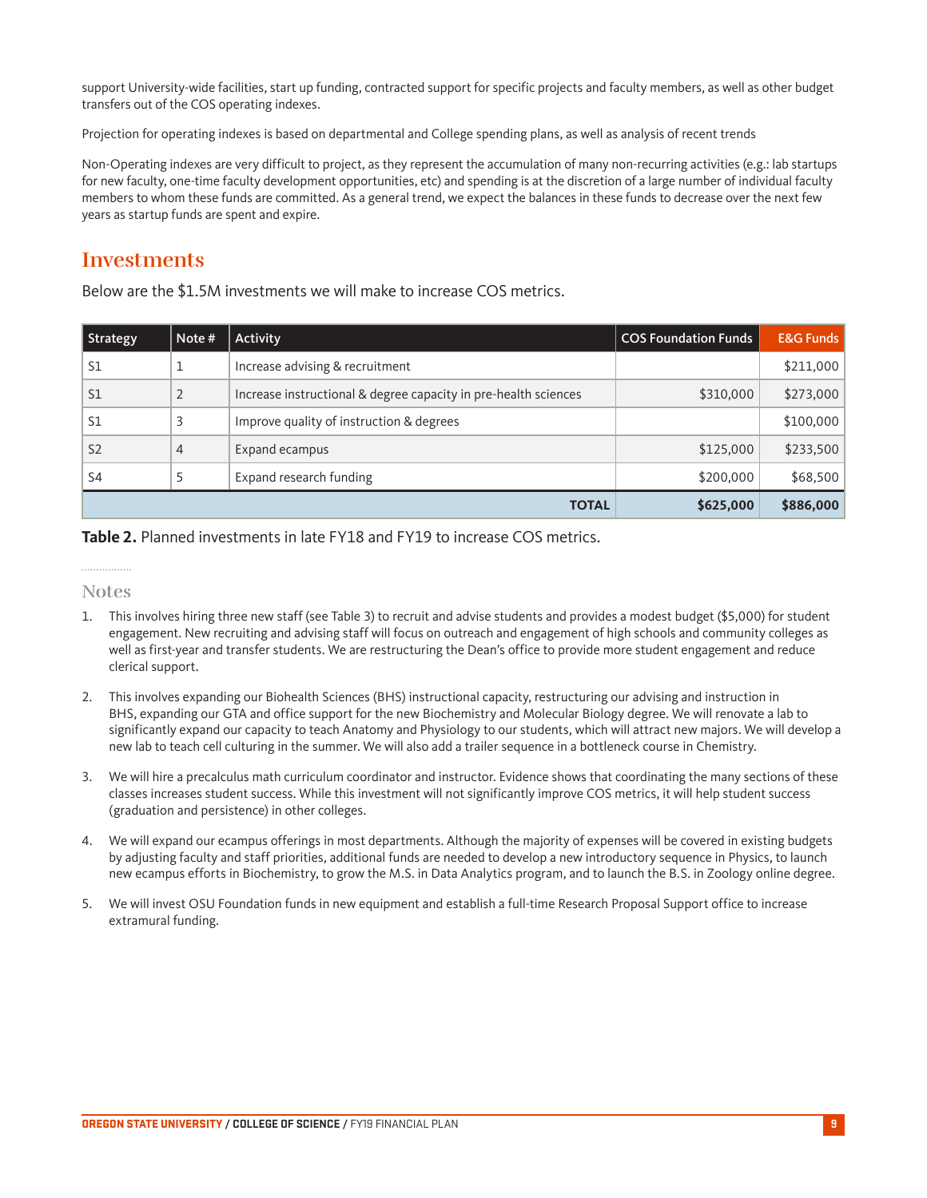support University-wide facilities, start up funding, contracted support for specific projects and faculty members, as well as other budget transfers out of the COS operating indexes.

Projection for operating indexes is based on departmental and College spending plans, as well as analysis of recent trends

Non-Operating indexes are very difficult to project, as they represent the accumulation of many non-recurring activities (e.g.: lab startups for new faculty, one-time faculty development opportunities, etc) and spending is at the discretion of a large number of individual faculty members to whom these funds are committed. As a general trend, we expect the balances in these funds to decrease over the next few years as startup funds are spent and expire.

## Investments

Below are the $1.5M investments we will make to increase COS metrics.

| Strategy | Note # | Activity | COS Foundation Funds | E&G Funds |
|---|---|---|---|---|
| S1 | 1 | Increase advising & recruitment | | $211,000 |
| S1 | 2 | Increase instructional & degree capacity in pre-health sciences | $310,000 | $273,000 |
| S1 | 3 | Improve quality of instruction & degrees | | $100,000 |
| S2 | 4 | Expand ecampus | $125,000 | $233,500 |
| S4 | 5 | Expand research funding | $200,000 | $68,500 |
| | | **TOTAL** | **$625,000** | **$886,000** |

**Table 2.** Planned investments in late FY18 and FY19 to increase COS metrics.

### Notes

1. This involves hiring three new staff (see Table 3) to recruit and advise students and provides a modest budget ($5,000) for student engagement. New recruiting and advising staff will focus on outreach and engagement of high schools and community colleges as well as first-year and transfer students. We are restructuring the Dean's office to provide more student engagement and reduce clerical support.

2. This involves expanding our Biohealth Sciences (BHS) instructional capacity, restructuring our advising and instruction in BHS, expanding our GTA and office support for the new Biochemistry and Molecular Biology degree. We will renovate a lab to significantly expand our capacity to teach Anatomy and Physiology to our students, which will attract new majors. We will develop a new lab to teach cell culturing in the summer. We will also add a trailer sequence in a bottleneck course in Chemistry.

3. We will hire a precalculus math curriculum coordinator and instructor. Evidence shows that coordinating the many sections of these classes increases student success. While this investment will not significantly improve COS metrics, it will help student success (graduation and persistence) in other colleges.

4. We will expand our ecampus offerings in most departments. Although the majority of expenses will be covered in existing budgets by adjusting faculty and staff priorities, additional funds are needed to develop a new introductory sequence in Physics, to launch new ecampus efforts in Biochemistry, to grow the M.S. in Data Analytics program, and to launch the B.S. in Zoology online degree.

5. We will invest OSU Foundation funds in new equipment and establish a full-time Research Proposal Support office to increase extramural funding.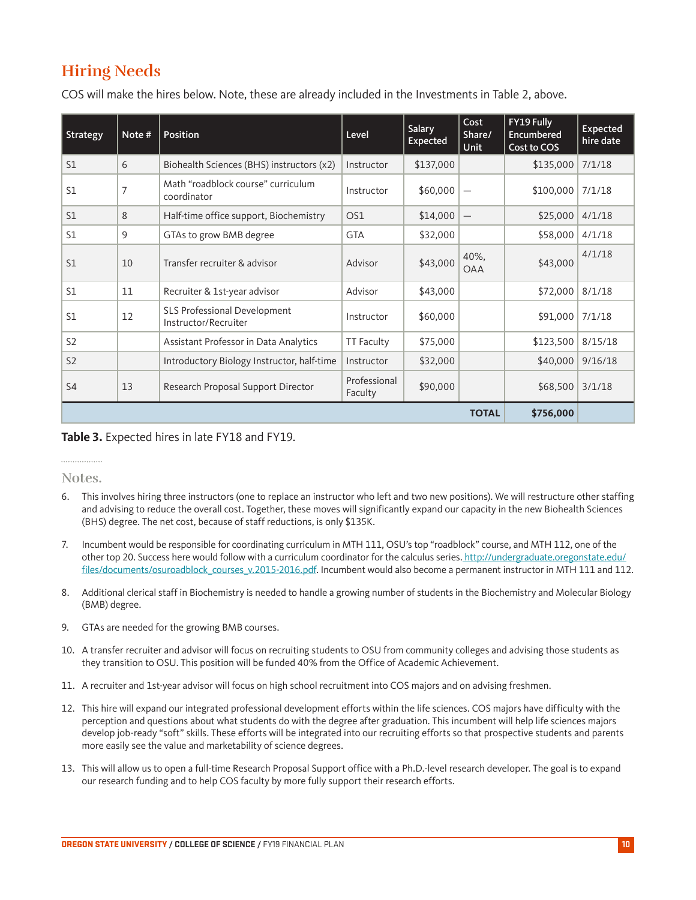## Hiring Needs

COS will make the hires below. Note, these are already included in the Investments in Table 2, above.

| Strategy | Note # | Position | Level | Salary Expected | Cost Share/ Unit | FY19 Fully Encumbered Cost to COS | Expected hire date |
|---|---|---|---|---|---|---|---|
| S1 | 6 | Biohealth Sciences (BHS) instructors (x2) | Instructor | $137,000 | | $135,000 | 7/1/18 |
| S1 | 7 | Math "roadblock course" curriculum coordinator | Instructor | $60,000 | — | $100,000 | 7/1/18 |
| S1 | 8 | Half-time office support, Biochemistry | OS1 | $14,000 | — | $25,000 | 4/1/18 |
| S1 | 9 | GTAs to grow BMB degree | GTA | $32,000 | | $58,000 | 4/1/18 |
| S1 | 10 | Transfer recruiter & advisor | Advisor | $43,000 | 40%, OAA | $43,000 | 4/1/18 |
| S1 | 11 | Recruiter & 1st-year advisor | Advisor | $43,000 | | $72,000 | 8/1/18 |
| S1 | 12 | SLS Professional Development Instructor/Recruiter | Instructor | $60,000 | | $91,000 | 7/1/18 |
| S2 | | Assistant Professor in Data Analytics | TT Faculty | $75,000 | | $123,500 | 8/15/18 |
| S2 | | Introductory Biology Instructor, half-time | Instructor | $32,000 | | $40,000 | 9/16/18 |
| S4 | 13 | Research Proposal Support Director | Professional Faculty | $90,000 | | $68,500 | 3/1/18 |
| | | | | | **TOTAL** | **$756,000** | |

**Table 3.** Expected hires in late FY18 and FY19.

### Notes.

6. This involves hiring three instructors (one to replace an instructor who left and two new positions). We will restructure other staffing and advising to reduce the overall cost. Together, these moves will significantly expand our capacity in the new Biohealth Sciences (BHS) degree. The net cost, because of staff reductions, is only $135K.

7. Incumbent would be responsible for coordinating curriculum in MTH 111, OSU's top "roadblock" course, and MTH 112, one of the other top 20. Success here would follow with a curriculum coordinator for the calculus series. http://undergraduate.oregonstate.edu/files/documents/osuroadblock_courses_v.2015-2016.pdf. Incumbent would also become a permanent instructor in MTH 111 and 112.

8. Additional clerical staff in Biochemistry is needed to handle a growing number of students in the Biochemistry and Molecular Biology (BMB) degree.

9. GTAs are needed for the growing BMB courses.

10. A transfer recruiter and advisor will focus on recruiting students to OSU from community colleges and advising those students as they transition to OSU. This position will be funded 40% from the Office of Academic Achievement.

11. A recruiter and 1st-year advisor will focus on high school recruitment into COS majors and on advising freshmen.

12. This hire will expand our integrated professional development efforts within the life sciences. COS majors have difficulty with the perception and questions about what students do with the degree after graduation. This incumbent will help life sciences majors develop job-ready "soft" skills. These efforts will be integrated into our recruiting efforts so that prospective students and parents more easily see the value and marketability of science degrees.

13. This will allow us to open a full-time Research Proposal Support office with a Ph.D.-level research developer. The goal is to expand our research funding and to help COS faculty by more fully support their research efforts.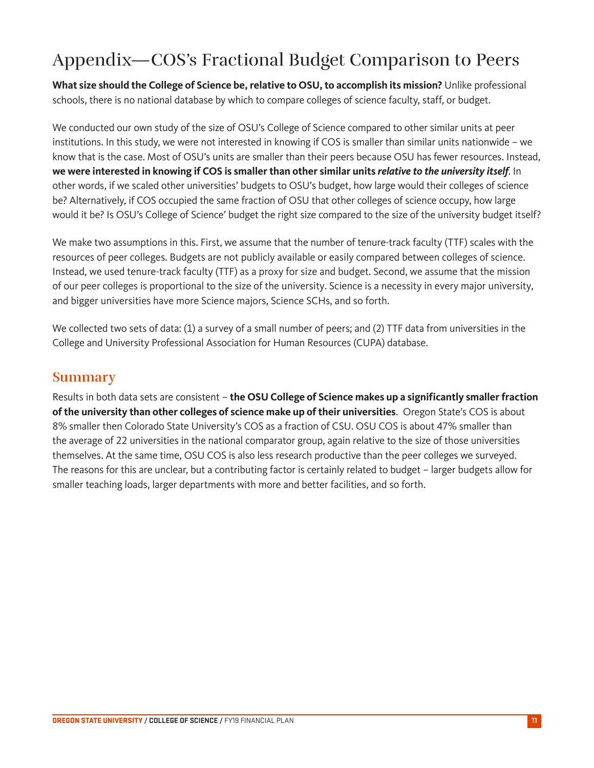# Appendix—COS's Fractional Budget Comparison to Peers

**What size should the College of Science be, relative to OSU, to accomplish its mission?** Unlike professional schools, there is no national database by which to compare colleges of science faculty, staff, or budget.

We conducted our own study of the size of OSU's College of Science compared to other similar units at peer institutions. In this study, we were not interested in knowing if COS is smaller than similar units nationwide – we know that is the case. Most of OSU's units are smaller than their peers because OSU has fewer resources. Instead, **we were interested in knowing if COS is smaller than other similar units *relative to the university itself*.** In other words, if we scaled other universities' budgets to OSU's budget, how large would their colleges of science be? Alternatively, if COS occupied the same fraction of OSU that other colleges of science occupy, how large would it be? Is OSU's College of Science' budget the right size compared to the size of the university budget itself?

We make two assumptions in this. First, we assume that the number of tenure-track faculty (TTF) scales with the resources of peer colleges. Budgets are not publicly available or easily compared between colleges of science. Instead, we used tenure-track faculty (TTF) as a proxy for size and budget. Second, we assume that the mission of our peer colleges is proportional to the size of the university. Science is a necessity in every major university, and bigger universities have more Science majors, Science SCHs, and so forth.

We collected two sets of data: (1) a survey of a small number of peers; and (2) TTF data from universities in the College and University Professional Association for Human Resources (CUPA) database.

## Summary

Results in both data sets are consistent – **the OSU College of Science makes up a significantly smaller fraction of the university than other colleges of science make up of their universities**. Oregon State's COS is about 8% smaller then Colorado State University's COS as a fraction of CSU. OSU COS is about 47% smaller than the average of 22 universities in the national comparator group, again relative to the size of those universities themselves. At the same time, OSU COS is also less research productive than the peer colleges we surveyed. The reasons for this are unclear, but a contributing factor is certainly related to budget – larger budgets allow for smaller teaching loads, larger departments with more and better facilities, and so forth.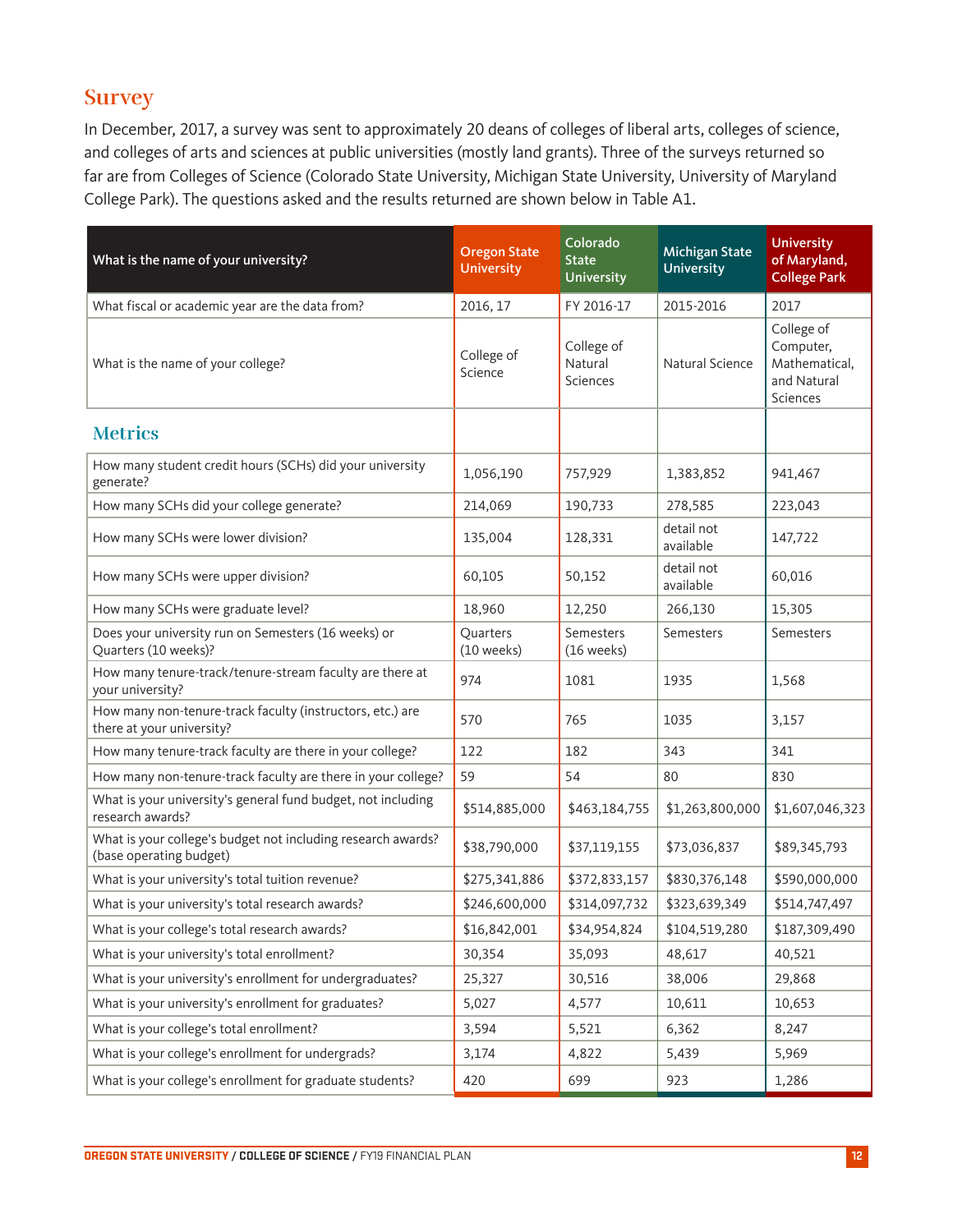## Survey

In December, 2017, a survey was sent to approximately 20 deans of colleges of liberal arts, colleges of science, and colleges of arts and sciences at public universities (mostly land grants). Three of the surveys returned so far are from Colleges of Science (Colorado State University, Michigan State University, University of Maryland College Park). The questions asked and the results returned are shown below in Table A1.

| What is the name of your university? | Oregon State University | Colorado State University | Michigan State University | University of Maryland, College Park |
|---|---|---|---|---|
| What fiscal or academic year are the data from? | 2016, 17 | FY 2016-17 | 2015-2016 | 2017 |
| What is the name of your college? | College of Science | College of Natural Sciences | Natural Science | College of Computer, Mathematical, and Natural Sciences |
| **Metrics** | | | | |
| How many student credit hours (SCHs) did your university generate? | 1,056,190 | 757,929 | 1,383,852 | 941,467 |
| How many SCHs did your college generate? | 214,069 | 190,733 | 278,585 | 223,043 |
| How many SCHs were lower division? | 135,004 | 128,331 | detail not available | 147,722 |
| How many SCHs were upper division? | 60,105 | 50,152 | detail not available | 60,016 |
| How many SCHs were graduate level? | 18,960 | 12,250 | 266,130 | 15,305 |
| Does your university run on Semesters (16 weeks) or Quarters (10 weeks)? | Quarters (10 weeks) | Semesters (16 weeks) | Semesters | Semesters |
| How many tenure-track/tenure-stream faculty are there at your university? | 974 | 1081 | 1935 | 1,568 |
| How many non-tenure-track faculty (instructors, etc.) are there at your university? | 570 | 765 | 1035 | 3,157 |
| How many tenure-track faculty are there in your college? | 122 | 182 | 343 | 341 |
| How many non-tenure-track faculty are there in your college? | 59 | 54 | 80 | 830 |
| What is your university's general fund budget, not including research awards? | $514,885,000 | $463,184,755 | $1,263,800,000 | $1,607,046,323 |
| What is your college's budget not including research awards? (base operating budget) | $38,790,000 | $37,119,155 | $73,036,837 | $89,345,793 |
| What is your university's total tuition revenue? | $275,341,886 | $372,833,157 | $830,376,148 | $590,000,000 |
| What is your university's total research awards? | $246,600,000 | $314,097,732 | $323,639,349 | $514,747,497 |
| What is your college's total research awards? | $16,842,001 | $34,954,824 | $104,519,280 | $187,309,490 |
| What is your university's total enrollment? | 30,354 | 35,093 | 48,617 | 40,521 |
| What is your university's enrollment for undergraduates? | 25,327 | 30,516 | 38,006 | 29,868 |
| What is your university's enrollment for graduates? | 5,027 | 4,577 | 10,611 | 10,653 |
| What is your college's total enrollment? | 3,594 | 5,521 | 6,362 | 8,247 |
| What is your college's enrollment for undergrads? | 3,174 | 4,822 | 5,439 | 5,969 |
| What is your college's enrollment for graduate students? | 420 | 699 | 923 | 1,286 |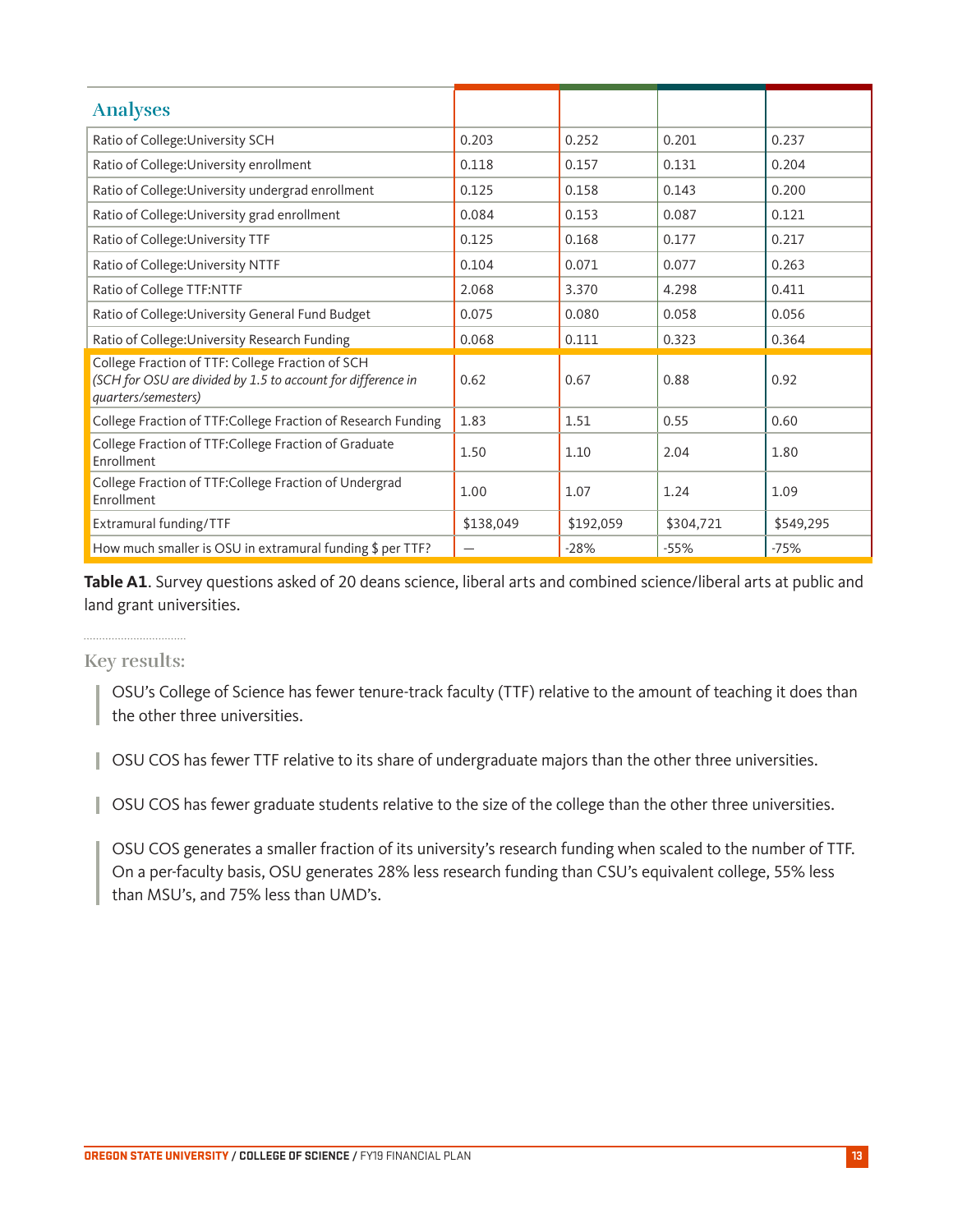| Analyses | | | | |
|---|---|---|---|---|
| Ratio of College:University SCH | 0.203 | 0.252 | 0.201 | 0.237 |
| Ratio of College:University enrollment | 0.118 | 0.157 | 0.131 | 0.204 |
| Ratio of College:University undergrad enrollment | 0.125 | 0.158 | 0.143 | 0.200 |
| Ratio of College:University grad enrollment | 0.084 | 0.153 | 0.087 | 0.121 |
| Ratio of College:University TTF | 0.125 | 0.168 | 0.177 | 0.217 |
| Ratio of College:University NTTF | 0.104 | 0.071 | 0.077 | 0.263 |
| Ratio of College TTF:NTTF | 2.068 | 3.370 | 4.298 | 0.411 |
| Ratio of College:University General Fund Budget | 0.075 | 0.080 | 0.058 | 0.056 |
| Ratio of College:University Research Funding | 0.068 | 0.111 | 0.323 | 0.364 |
| College Fraction of TTF: College Fraction of SCH *(SCH for OSU are divided by 1.5 to account for difference in quarters/semesters)* | 0.62 | 0.67 | 0.88 | 0.92 |
| College Fraction of TTF:College Fraction of Research Funding | 1.83 | 1.51 | 0.55 | 0.60 |
| College Fraction of TTF:College Fraction of Graduate Enrollment | 1.50 | 1.10 | 2.04 | 1.80 |
| College Fraction of TTF:College Fraction of Undergrad Enrollment | 1.00 | 1.07 | 1.24 | 1.09 |
| Extramural funding/TTF | $138,049 | $192,059 | $304,721 | $549,295 |
| How much smaller is OSU in extramural funding $ per TTF? | — | -28% | -55% | -75% |

**Table A1**. Survey questions asked of 20 deans science, liberal arts and combined science/liberal arts at public and land grant universities.

## Key results:

OSU's College of Science has fewer tenure-track faculty (TTF) relative to the amount of teaching it does than the other three universities.

OSU COS has fewer TTF relative to its share of undergraduate majors than the other three universities.

OSU COS has fewer graduate students relative to the size of the college than the other three universities.

OSU COS generates a smaller fraction of its university's research funding when scaled to the number of TTF. On a per-faculty basis, OSU generates 28% less research funding than CSU's equivalent college, 55% less than MSU's, and 75% less than UMD's.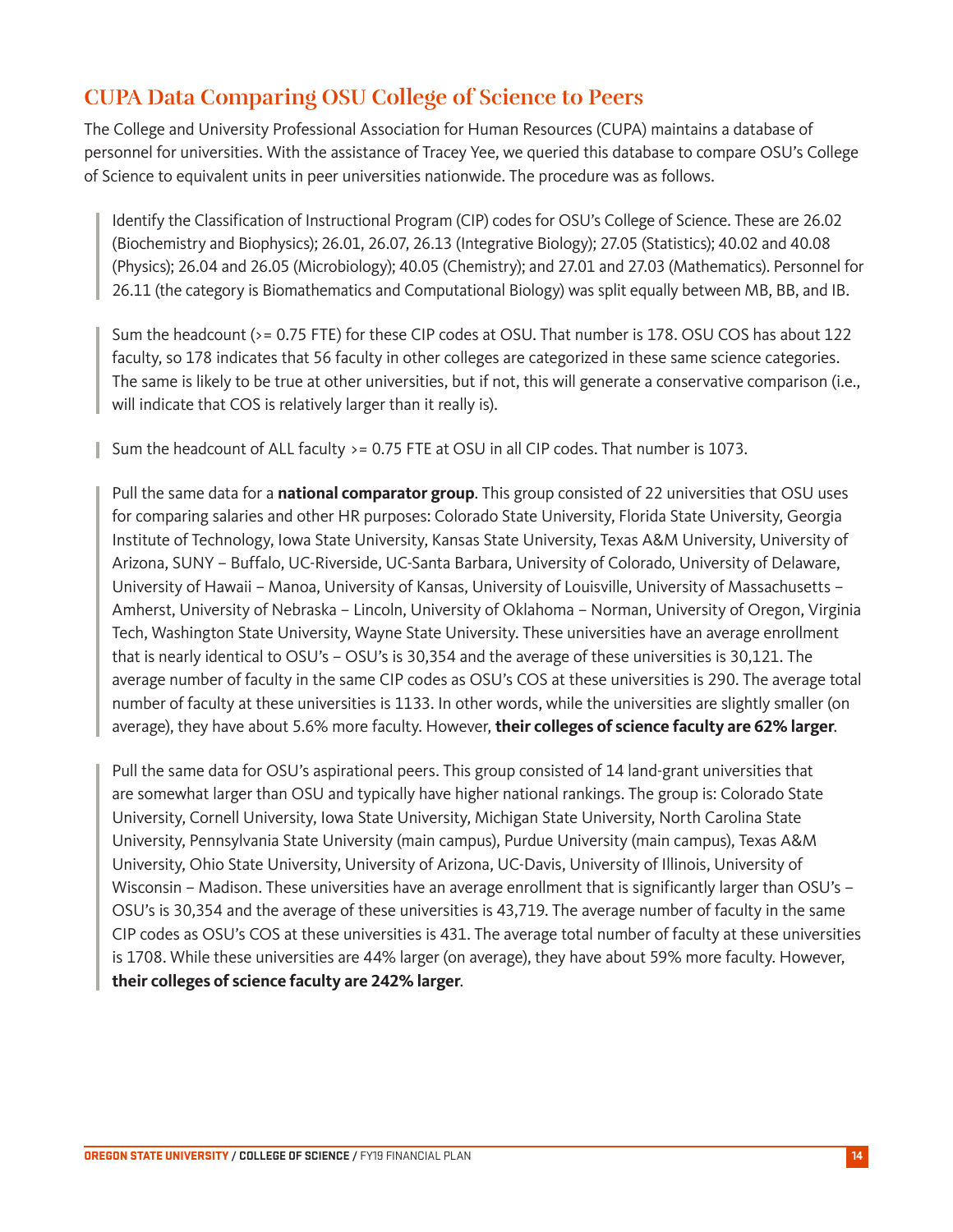## CUPA Data Comparing OSU College of Science to Peers

The College and University Professional Association for Human Resources (CUPA) maintains a database of personnel for universities. With the assistance of Tracey Yee, we queried this database to compare OSU's College of Science to equivalent units in peer universities nationwide. The procedure was as follows.

> Identify the Classification of Instructional Program (CIP) codes for OSU's College of Science. These are 26.02 (Biochemistry and Biophysics); 26.01, 26.07, 26.13 (Integrative Biology); 27.05 (Statistics); 40.02 and 40.08 (Physics); 26.04 and 26.05 (Microbiology); 40.05 (Chemistry); and 27.01 and 27.03 (Mathematics). Personnel for 26.11 (the category is Biomathematics and Computational Biology) was split equally between MB, BB, and IB.

> Sum the headcount (>= 0.75 FTE) for these CIP codes at OSU. That number is 178. OSU COS has about 122 faculty, so 178 indicates that 56 faculty in other colleges are categorized in these same science categories. The same is likely to be true at other universities, but if not, this will generate a conservative comparison (i.e., will indicate that COS is relatively larger than it really is).

> Sum the headcount of ALL faculty >= 0.75 FTE at OSU in all CIP codes. That number is 1073.

> Pull the same data for a **national comparator group**. This group consisted of 22 universities that OSU uses for comparing salaries and other HR purposes: Colorado State University, Florida State University, Georgia Institute of Technology, Iowa State University, Kansas State University, Texas A&M University, University of Arizona, SUNY – Buffalo, UC-Riverside, UC-Santa Barbara, University of Colorado, University of Delaware, University of Hawaii – Manoa, University of Kansas, University of Louisville, University of Massachusetts – Amherst, University of Nebraska – Lincoln, University of Oklahoma – Norman, University of Oregon, Virginia Tech, Washington State University, Wayne State University. These universities have an average enrollment that is nearly identical to OSU's – OSU's is 30,354 and the average of these universities is 30,121. The average number of faculty in the same CIP codes as OSU's COS at these universities is 290. The average total number of faculty at these universities is 1133. In other words, while the universities are slightly smaller (on average), they have about 5.6% more faculty. However, **their colleges of science faculty are 62% larger**.

> Pull the same data for OSU's aspirational peers. This group consisted of 14 land-grant universities that are somewhat larger than OSU and typically have higher national rankings. The group is: Colorado State University, Cornell University, Iowa State University, Michigan State University, North Carolina State University, Pennsylvania State University (main campus), Purdue University (main campus), Texas A&M University, Ohio State University, University of Arizona, UC-Davis, University of Illinois, University of Wisconsin – Madison. These universities have an average enrollment that is significantly larger than OSU's – OSU's is 30,354 and the average of these universities is 43,719. The average number of faculty in the same CIP codes as OSU's COS at these universities is 431. The average total number of faculty at these universities is 1708. While these universities are 44% larger (on average), they have about 59% more faculty. However, **their colleges of science faculty are 242% larger**.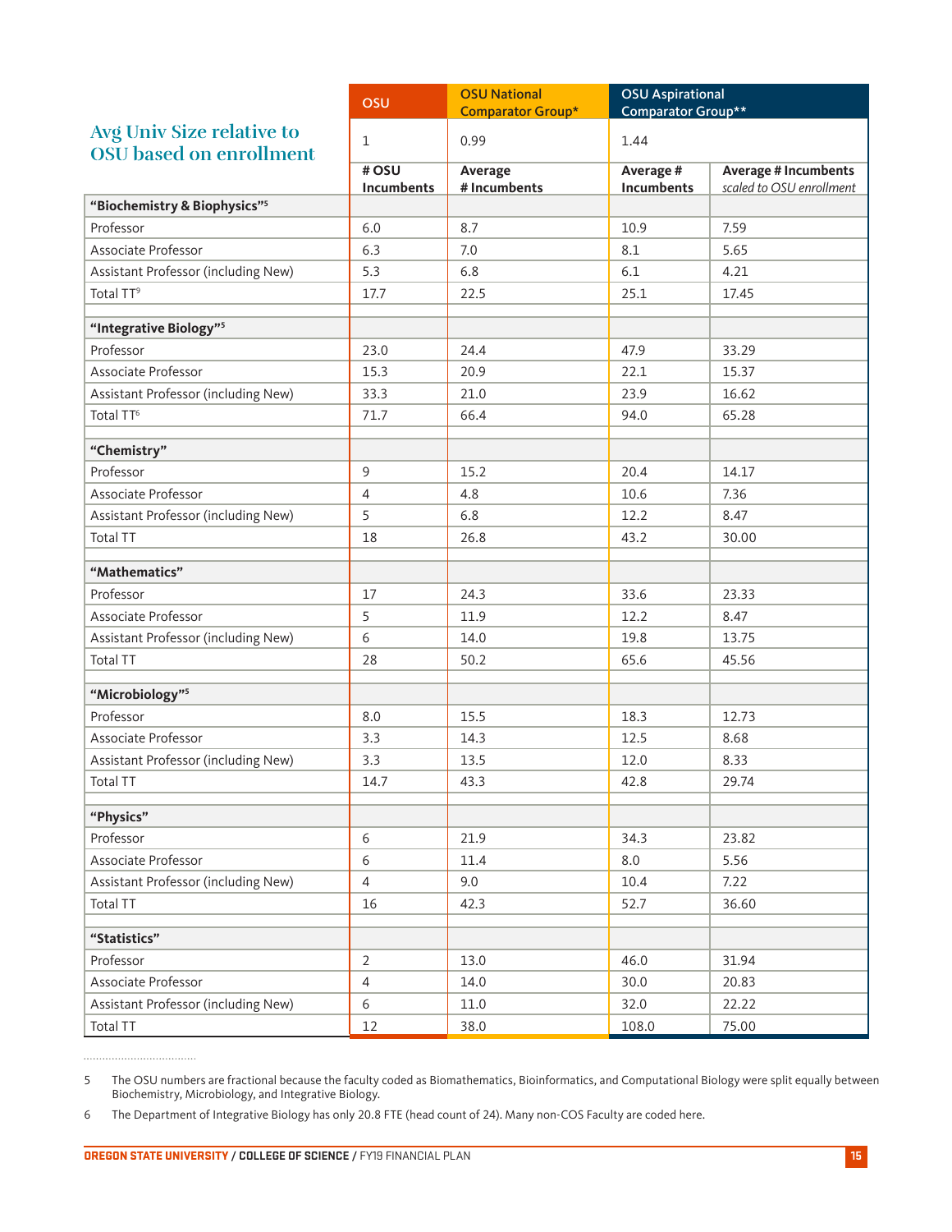| | OSU | OSU National Comparator Group* | OSU Aspirational Comparator Group** | |
|---|---|---|---|---|
| **Avg Univ Size relative to OSU based on enrollment** | 1 | 0.99 | 1.44 | |
| | **# OSU Incumbents** | **Average # Incumbents** | **Average # Incumbents** | **Average # Incumbents** *scaled to OSU enrollment* |
| **"Biochemistry & Biophysics"[5]** | | | | |
| Professor | 6.0 | 8.7 | 10.9 | 7.59 |
| Associate Professor | 6.3 | 7.0 | 8.1 | 5.65 |
| Assistant Professor (including New) | 5.3 | 6.8 | 6.1 | 4.21 |
| Total TT[9] | 17.7 | 22.5 | 25.1 | 17.45 |
| | | | | |
| **"Integrative Biology"[5]** | | | | |
| Professor | 23.0 | 24.4 | 47.9 | 33.29 |
| Associate Professor | 15.3 | 20.9 | 22.1 | 15.37 |
| Assistant Professor (including New) | 33.3 | 21.0 | 23.9 | 16.62 |
| Total TT[6] | 71.7 | 66.4 | 94.0 | 65.28 |
| | | | | |
| **"Chemistry"** | | | | |
| Professor | 9 | 15.2 | 20.4 | 14.17 |
| Associate Professor | 4 | 4.8 | 10.6 | 7.36 |
| Assistant Professor (including New) | 5 | 6.8 | 12.2 | 8.47 |
| Total TT | 18 | 26.8 | 43.2 | 30.00 |
| | | | | |
| **"Mathematics"** | | | | |
| Professor | 17 | 24.3 | 33.6 | 23.33 |
| Associate Professor | 5 | 11.9 | 12.2 | 8.47 |
| Assistant Professor (including New) | 6 | 14.0 | 19.8 | 13.75 |
| Total TT | 28 | 50.2 | 65.6 | 45.56 |
| | | | | |
| **"Microbiology"[5]** | | | | |
| Professor | 8.0 | 15.5 | 18.3 | 12.73 |
| Associate Professor | 3.3 | 14.3 | 12.5 | 8.68 |
| Assistant Professor (including New) | 3.3 | 13.5 | 12.0 | 8.33 |
| Total TT | 14.7 | 43.3 | 42.8 | 29.74 |
| | | | | |
| **"Physics"** | | | | |
| Professor | 6 | 21.9 | 34.3 | 23.82 |
| Associate Professor | 6 | 11.4 | 8.0 | 5.56 |
| Assistant Professor (including New) | 4 | 9.0 | 10.4 | 7.22 |
| Total TT | 16 | 42.3 | 52.7 | 36.60 |
| | | | | |
| **"Statistics"** | | | | |
| Professor | 2 | 13.0 | 46.0 | 31.94 |
| Associate Professor | 4 | 14.0 | 30.0 | 20.83 |
| Assistant Professor (including New) | 6 | 11.0 | 32.0 | 22.22 |
| Total TT | 12 | 38.0 | 108.0 | 75.00 |

5 The OSU numbers are fractional because the faculty coded as Biomathematics, Bioinformatics, and Computational Biology were split equally between Biochemistry, Microbiology, and Integrative Biology.

6 The Department of Integrative Biology has only 20.8 FTE (head count of 24). Many non-COS Faculty are coded here.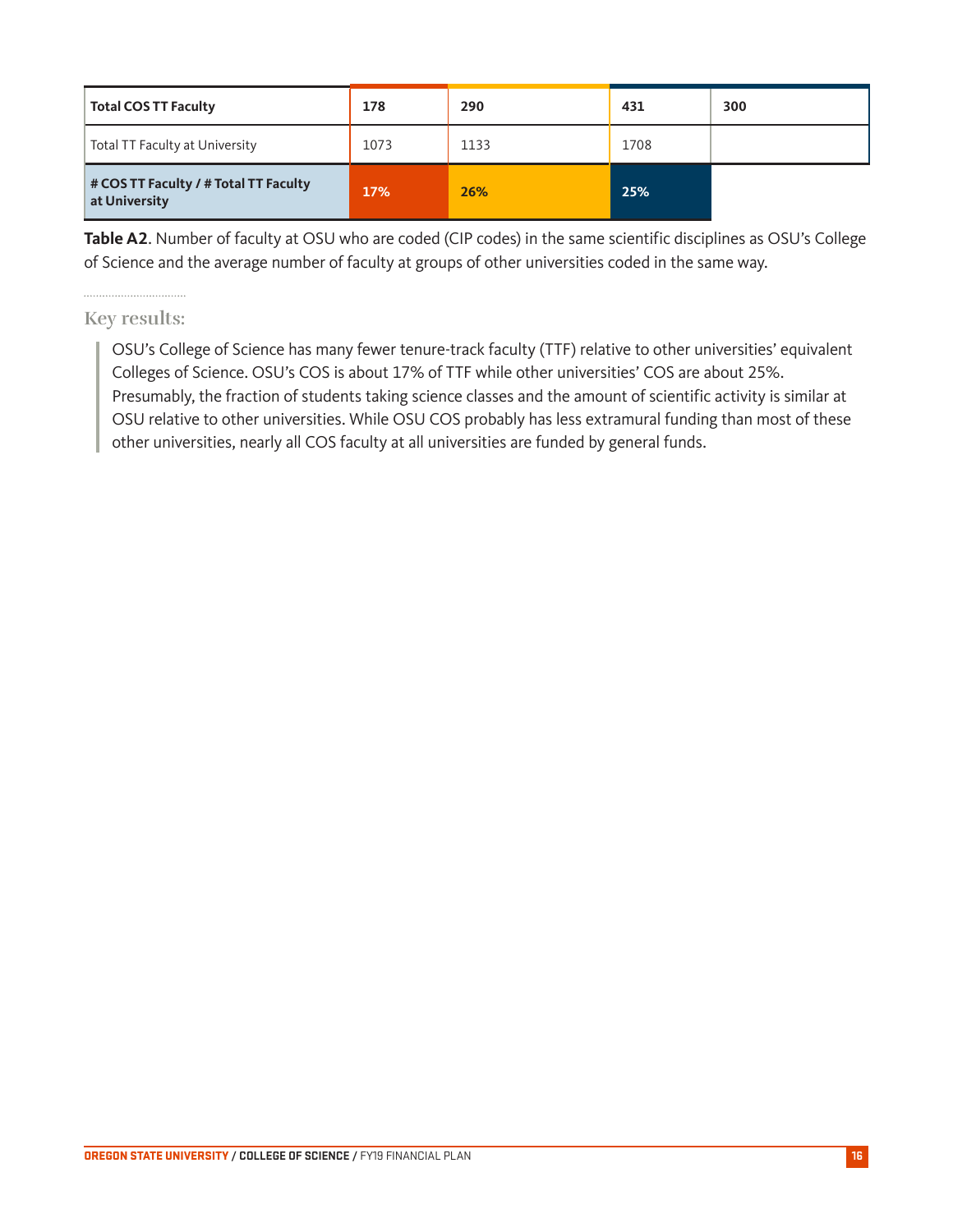| | | | | |
|---|---|---|---|---|
| **Total COS TT Faculty** | **178** | **290** | **431** | **300** |
| Total TT Faculty at University | 1073 | 1133 | 1708 | |
| **# COS TT Faculty / # Total TT Faculty at University** | **17%** | **26%** | **25%** | |

**Table A2**. Number of faculty at OSU who are coded (CIP codes) in the same scientific disciplines as OSU's College of Science and the average number of faculty at groups of other universities coded in the same way.

### Key results:

> OSU's College of Science has many fewer tenure-track faculty (TTF) relative to other universities' equivalent Colleges of Science. OSU's COS is about 17% of TTF while other universities' COS are about 25%. Presumably, the fraction of students taking science classes and the amount of scientific activity is similar at OSU relative to other universities. While OSU COS probably has less extramural funding than most of these other universities, nearly all COS faculty at all universities are funded by general funds.